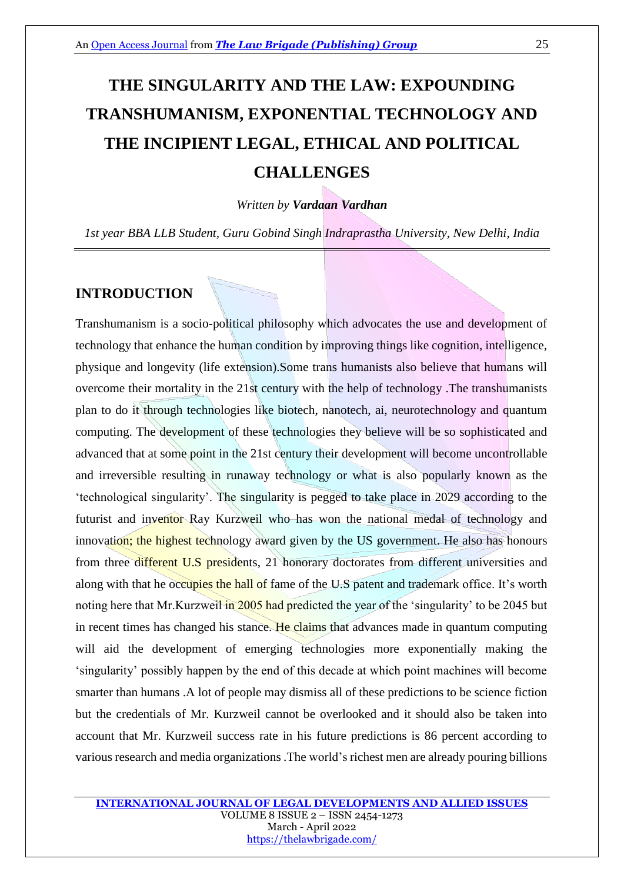# THE SINGULARITY AND THE LAW: EXPOUNDING TRANSHUMANISM, EXPONENTIAL TECHNOLOGY AND THE INCIPIENT LEGAL, ETHICAL AND POLITICAL CHALLENGES

*Written by **Vardaan Vardhan***

*1st year BBA LLB Student, Guru Gobind Singh Indraprastha University, New Delhi, India*

---

## INTRODUCTION

Transhumanism is a socio-political philosophy which advocates the use and development of technology that enhance the human condition by improving things like cognition, intelligence, physique and longevity (life extension).Some trans humanists also believe that humans will overcome their mortality in the 21st century with the help of technology .The transhumanists plan to do it through technologies like biotech, nanotech, ai, neurotechnology and quantum computing. The development of these technologies they believe will be so sophisticated and advanced that at some point in the 21st century their development will become uncontrollable and irreversible resulting in runaway technology or what is also popularly known as the 'technological singularity'. The singularity is pegged to take place in 2029 according to the futurist and inventor Ray Kurzweil who has won the national medal of technology and innovation; the highest technology award given by the US government. He also has honours from three different U.S presidents, 21 honorary doctorates from different universities and along with that he occupies the hall of fame of the U.S patent and trademark office. It's worth noting here that Mr.Kurzweil in 2005 had predicted the year of the 'singularity' to be 2045 but in recent times has changed his stance. He claims that advances made in quantum computing will aid the development of emerging technologies more exponentially making the 'singularity' possibly happen by the end of this decade at which point machines will become smarter than humans .A lot of people may dismiss all of these predictions to be science fiction but the credentials of Mr. Kurzweil cannot be overlooked and it should also be taken into account that Mr. Kurzweil success rate in his future predictions is 86 percent according to various research and media organizations .The world's richest men are already pouring billions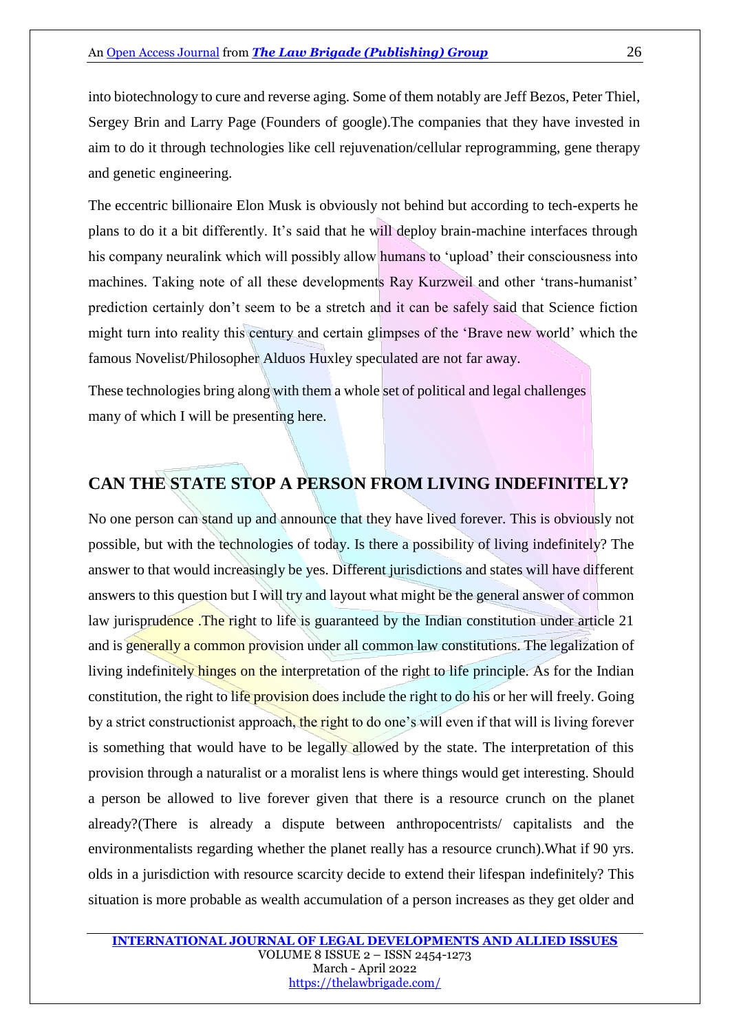into biotechnology to cure and reverse aging. Some of them notably are Jeff Bezos, Peter Thiel, Sergey Brin and Larry Page (Founders of google).The companies that they have invested in aim to do it through technologies like cell rejuvenation/cellular reprogramming, gene therapy and genetic engineering.

The eccentric billionaire Elon Musk is obviously not behind but according to tech-experts he plans to do it a bit differently. It's said that he will deploy brain-machine interfaces through his company neuralink which will possibly allow humans to 'upload' their consciousness into machines. Taking note of all these developments Ray Kurzweil and other 'trans-humanist' prediction certainly don't seem to be a stretch and it can be safely said that Science fiction might turn into reality this century and certain glimpses of the 'Brave new world' which the famous Novelist/Philosopher Alduos Huxley speculated are not far away.

These technologies bring along with them a whole set of political and legal challenges many of which I will be presenting here.

## CAN THE STATE STOP A PERSON FROM LIVING INDEFINITELY?

No one person can stand up and announce that they have lived forever. This is obviously not possible, but with the technologies of today. Is there a possibility of living indefinitely? The answer to that would increasingly be yes. Different jurisdictions and states will have different answers to this question but I will try and layout what might be the general answer of common law jurisprudence .The right to life is guaranteed by the Indian constitution under article 21 and is generally a common provision under all common law constitutions. The legalization of living indefinitely hinges on the interpretation of the right to life principle. As for the Indian constitution, the right to life provision does include the right to do his or her will freely. Going by a strict constructionist approach, the right to do one's will even if that will is living forever is something that would have to be legally allowed by the state. The interpretation of this provision through a naturalist or a moralist lens is where things would get interesting. Should a person be allowed to live forever given that there is a resource crunch on the planet already?(There is already a dispute between anthropocentrists/ capitalists and the environmentalists regarding whether the planet really has a resource crunch).What if 90 yrs. olds in a jurisdiction with resource scarcity decide to extend their lifespan indefinitely? This situation is more probable as wealth accumulation of a person increases as they get older and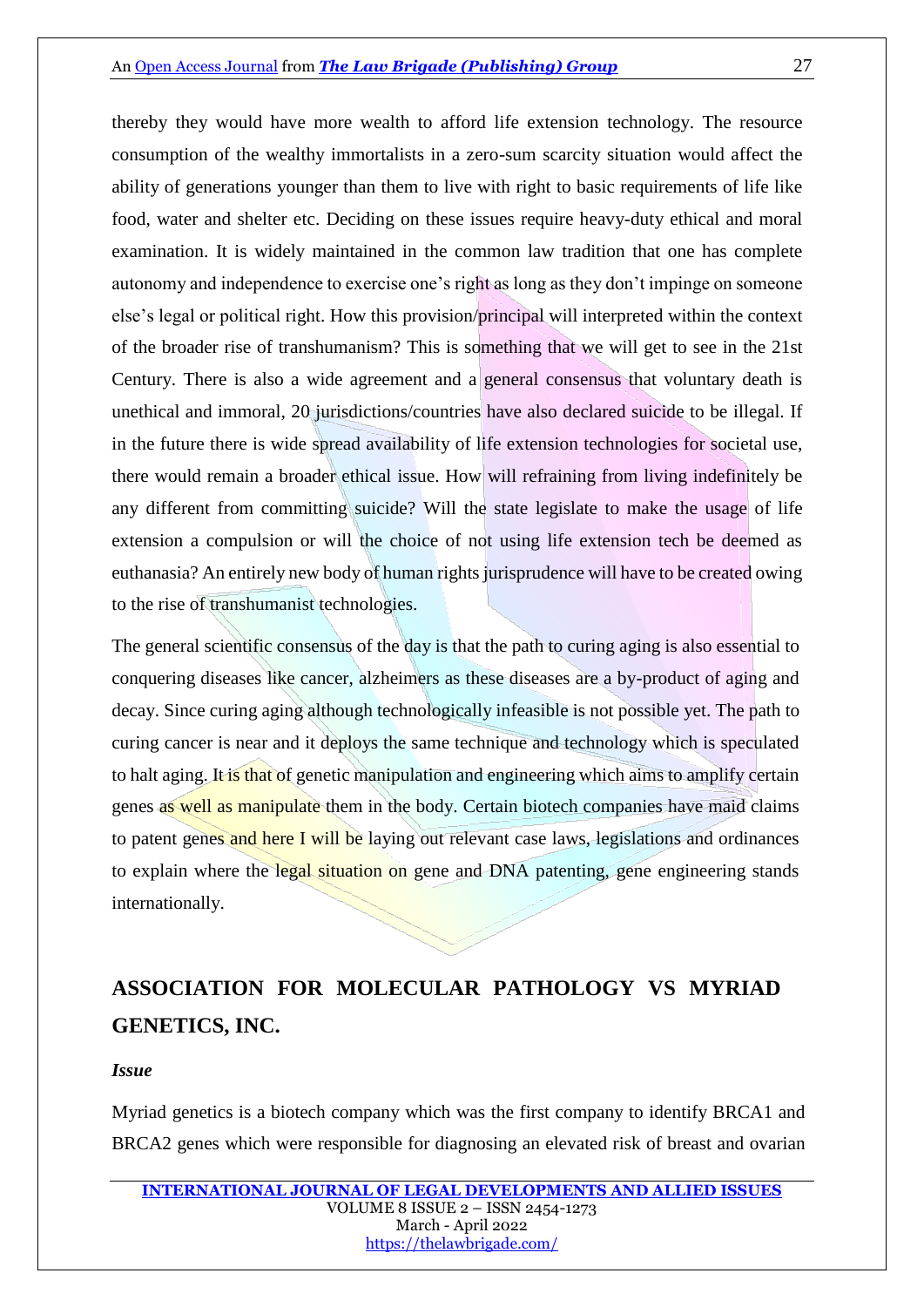thereby they would have more wealth to afford life extension technology. The resource consumption of the wealthy immortalists in a zero-sum scarcity situation would affect the ability of generations younger than them to live with right to basic requirements of life like food, water and shelter etc. Deciding on these issues require heavy-duty ethical and moral examination. It is widely maintained in the common law tradition that one has complete autonomy and independence to exercise one's right as long as they don't impinge on someone else's legal or political right. How this provision/principal will interpreted within the context of the broader rise of transhumanism? This is something that we will get to see in the 21st Century. There is also a wide agreement and a general consensus that voluntary death is unethical and immoral, 20 jurisdictions/countries have also declared suicide to be illegal. If in the future there is wide spread availability of life extension technologies for societal use, there would remain a broader ethical issue. How will refraining from living indefinitely be any different from committing suicide? Will the state legislate to make the usage of life extension a compulsion or will the choice of not using life extension tech be deemed as euthanasia? An entirely new body of human rights jurisprudence will have to be created owing to the rise of transhumanist technologies.

The general scientific consensus of the day is that the path to curing aging is also essential to conquering diseases like cancer, alzheimers as these diseases are a by-product of aging and decay. Since curing aging although technologically infeasible is not possible yet. The path to curing cancer is near and it deploys the same technique and technology which is speculated to halt aging. It is that of genetic manipulation and engineering which aims to amplify certain genes as well as manipulate them in the body. Certain biotech companies have maid claims to patent genes and here I will be laying out relevant case laws, legislations and ordinances to explain where the legal situation on gene and DNA patenting, gene engineering stands internationally.

## ASSOCIATION FOR MOLECULAR PATHOLOGY VS MYRIAD GENETICS, INC.

***Issue***

Myriad genetics is a biotech company which was the first company to identify BRCA1 and BRCA2 genes which were responsible for diagnosing an elevated risk of breast and ovarian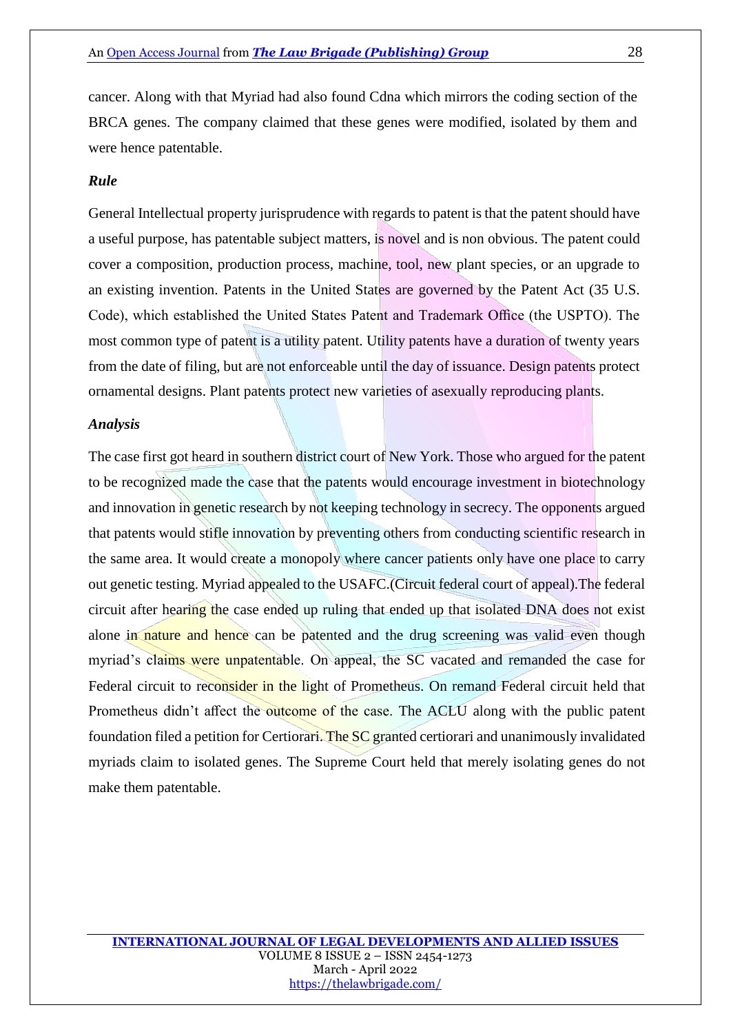cancer. Along with that Myriad had also found Cdna which mirrors the coding section of the BRCA genes. The company claimed that these genes were modified, isolated by them and were hence patentable.

### *Rule*

General Intellectual property jurisprudence with regards to patent is that the patent should have a useful purpose, has patentable subject matters, is novel and is non obvious. The patent could cover a composition, production process, machine, tool, new plant species, or an upgrade to an existing invention. Patents in the United States are governed by the Patent Act (35 U.S. Code), which established the United States Patent and Trademark Office (the USPTO). The most common type of patent is a utility patent. Utility patents have a duration of twenty years from the date of filing, but are not enforceable until the day of issuance. Design patents protect ornamental designs. Plant patents protect new varieties of asexually reproducing plants.

### *Analysis*

The case first got heard in southern district court of New York. Those who argued for the patent to be recognized made the case that the patents would encourage investment in biotechnology and innovation in genetic research by not keeping technology in secrecy. The opponents argued that patents would stifle innovation by preventing others from conducting scientific research in the same area. It would create a monopoly where cancer patients only have one place to carry out genetic testing. Myriad appealed to the USAFC.(Circuit federal court of appeal).The federal circuit after hearing the case ended up ruling that ended up that isolated DNA does not exist alone in nature and hence can be patented and the drug screening was valid even though myriad's claims were unpatentable. On appeal, the SC vacated and remanded the case for Federal circuit to reconsider in the light of Prometheus. On remand Federal circuit held that Prometheus didn't affect the outcome of the case. The ACLU along with the public patent foundation filed a petition for Certiorari. The SC granted certiorari and unanimously invalidated myriads claim to isolated genes. The Supreme Court held that merely isolating genes do not make them patentable.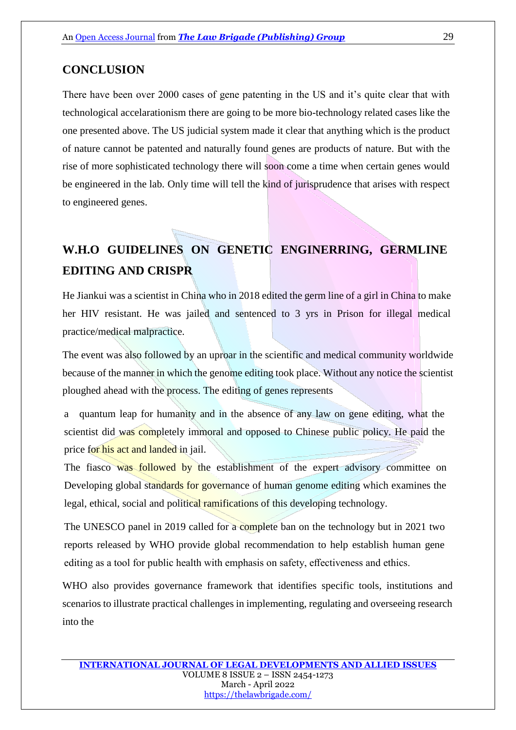## CONCLUSION

There have been over 2000 cases of gene patenting in the US and it's quite clear that with technological accelarationism there are going to be more bio-technology related cases like the one presented above. The US judicial system made it clear that anything which is the product of nature cannot be patented and naturally found genes are products of nature. But with the rise of more sophisticated technology there will soon come a time when certain genes would be engineered in the lab. Only time will tell the kind of jurisprudence that arises with respect to engineered genes.

## W.H.O GUIDELINES ON GENETIC ENGINERRING, GERMLINE EDITING AND CRISPR

He Jiankui was a scientist in China who in 2018 edited the germ line of a girl in China to make her HIV resistant. He was jailed and sentenced to 3 yrs in Prison for illegal medical practice/medical malpractice.

The event was also followed by an uproar in the scientific and medical community worldwide because of the manner in which the genome editing took place. Without any notice the scientist ploughed ahead with the process. The editing of genes represents

a quantum leap for humanity and in the absence of any law on gene editing, what the scientist did was completely immoral and opposed to Chinese public policy. He paid the price for his act and landed in jail.

The fiasco was followed by the establishment of the expert advisory committee on Developing global standards for governance of human genome editing which examines the legal, ethical, social and political ramifications of this developing technology.

The UNESCO panel in 2019 called for a complete ban on the technology but in 2021 two reports released by WHO provide global recommendation to help establish human gene editing as a tool for public health with emphasis on safety, effectiveness and ethics.

WHO also provides governance framework that identifies specific tools, institutions and scenarios to illustrate practical challenges in implementing, regulating and overseeing research into the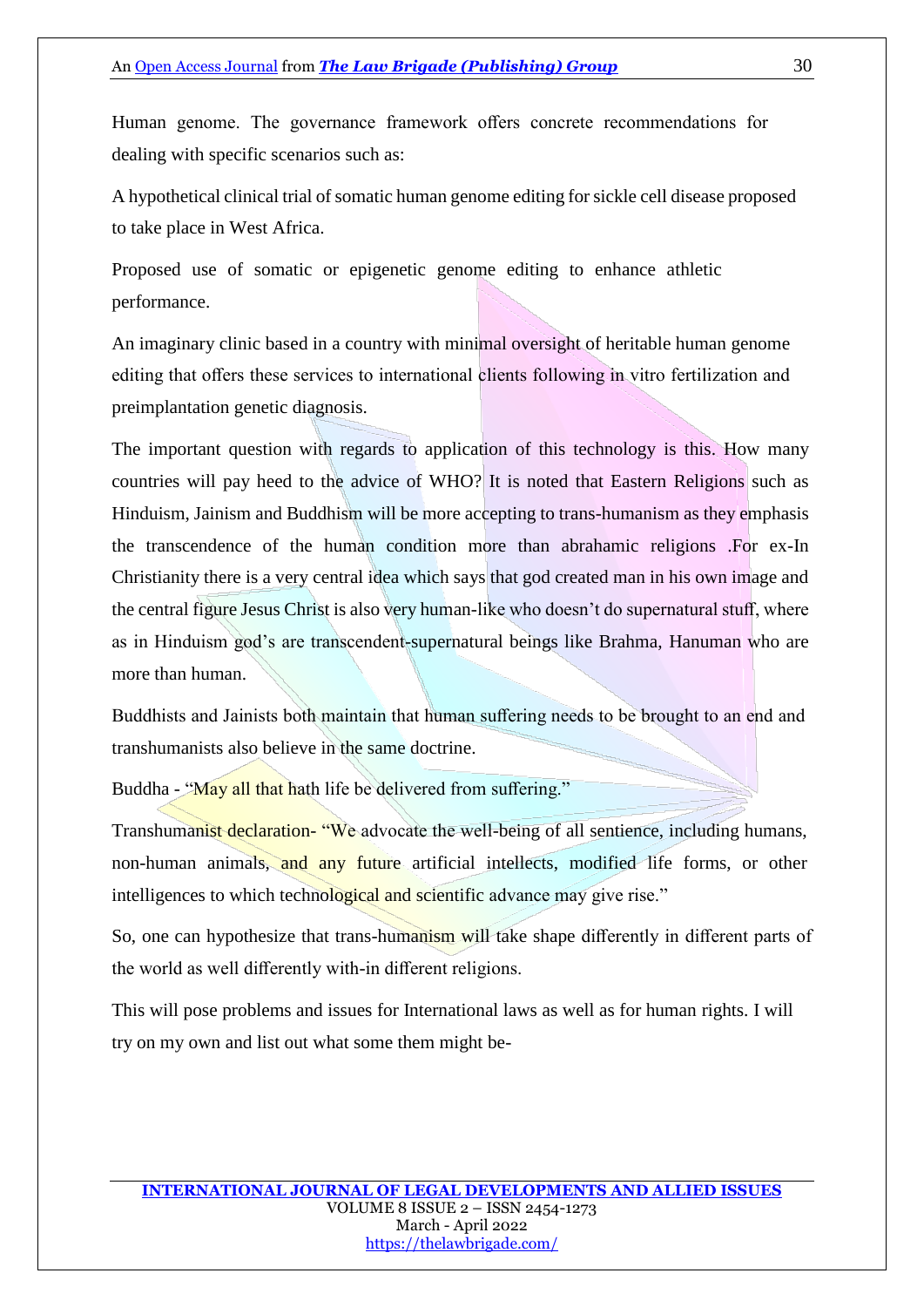Human genome. The governance framework offers concrete recommendations for dealing with specific scenarios such as:

A hypothetical clinical trial of somatic human genome editing for sickle cell disease proposed to take place in West Africa.

Proposed use of somatic or epigenetic genome editing to enhance athletic performance.

An imaginary clinic based in a country with minimal oversight of heritable human genome editing that offers these services to international clients following in vitro fertilization and preimplantation genetic diagnosis.

The important question with regards to application of this technology is this. How many countries will pay heed to the advice of WHO? It is noted that Eastern Religions such as Hinduism, Jainism and Buddhism will be more accepting to trans-humanism as they emphasis the transcendence of the human condition more than abrahamic religions .For ex-In Christianity there is a very central idea which says that god created man in his own image and the central figure Jesus Christ is also very human-like who doesn't do supernatural stuff, where as in Hinduism god's are transcendent-supernatural beings like Brahma, Hanuman who are more than human.

Buddhists and Jainists both maintain that human suffering needs to be brought to an end and transhumanists also believe in the same doctrine.

Buddha - "May all that hath life be delivered from suffering."

Transhumanist declaration- "We advocate the well-being of all sentience, including humans, non-human animals, and any future artificial intellects, modified life forms, or other intelligences to which technological and scientific advance may give rise."

So, one can hypothesize that trans-humanism will take shape differently in different parts of the world as well differently with-in different religions.

This will pose problems and issues for International laws as well as for human rights. I will try on my own and list out what some them might be-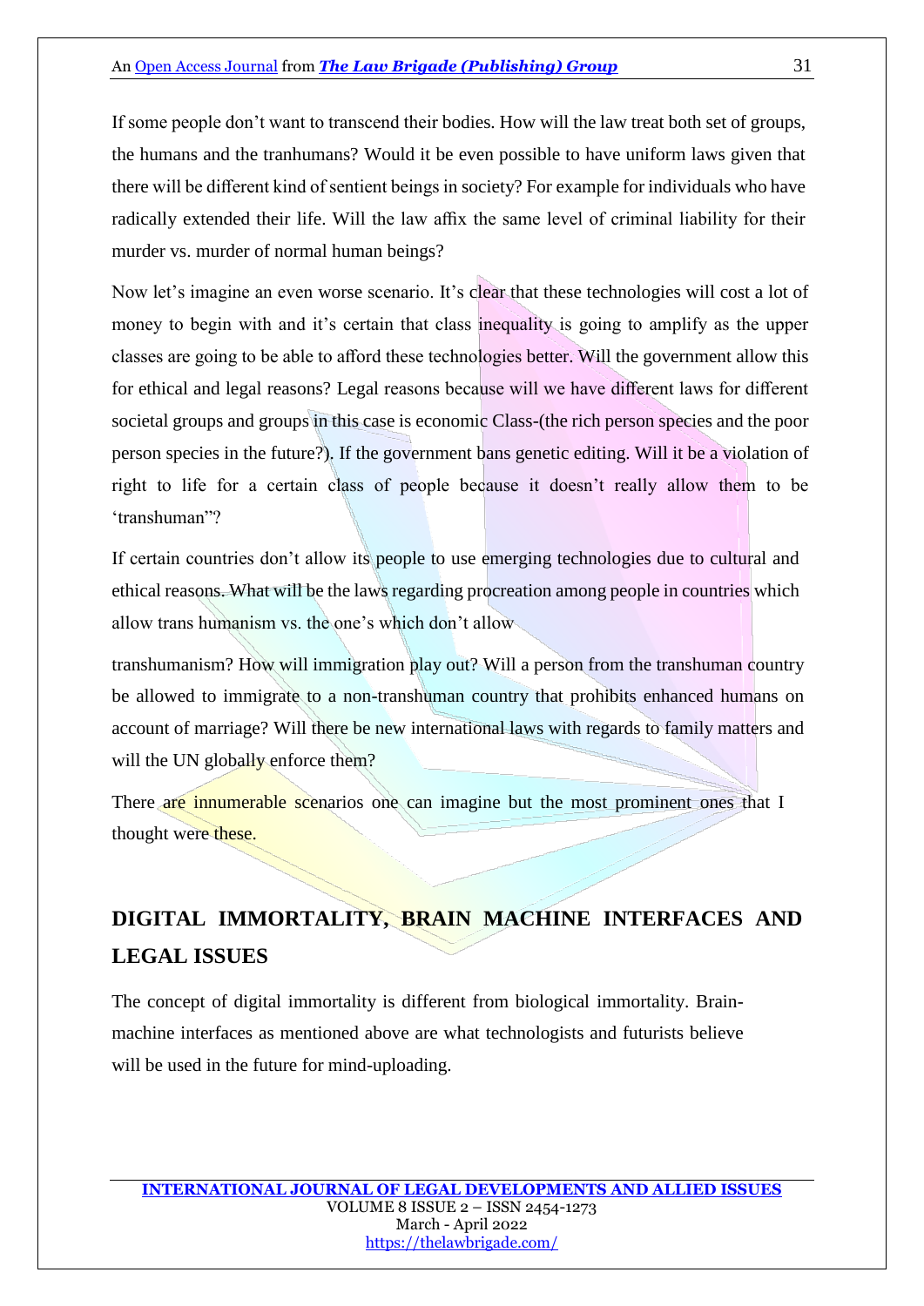If some people don't want to transcend their bodies. How will the law treat both set of groups, the humans and the tranhumans? Would it be even possible to have uniform laws given that there will be different kind of sentient beings in society? For example for individuals who have radically extended their life. Will the law affix the same level of criminal liability for their murder vs. murder of normal human beings?

Now let's imagine an even worse scenario. It's clear that these technologies will cost a lot of money to begin with and it's certain that class inequality is going to amplify as the upper classes are going to be able to afford these technologies better. Will the government allow this for ethical and legal reasons? Legal reasons because will we have different laws for different societal groups and groups in this case is economic Class-(the rich person species and the poor person species in the future?). If the government bans genetic editing. Will it be a violation of right to life for a certain class of people because it doesn't really allow them to be 'transhuman"?

If certain countries don't allow its people to use emerging technologies due to cultural and ethical reasons. What will be the laws regarding procreation among people in countries which allow trans humanism vs. the one's which don't allow

transhumanism? How will immigration play out? Will a person from the transhuman country be allowed to immigrate to a non-transhuman country that prohibits enhanced humans on account of marriage? Will there be new international laws with regards to family matters and will the UN globally enforce them?

There are innumerable scenarios one can imagine but the most prominent ones that I thought were these.

## DIGITAL IMMORTALITY, BRAIN MACHINE INTERFACES AND LEGAL ISSUES

The concept of digital immortality is different from biological immortality. Brain-machine interfaces as mentioned above are what technologists and futurists believe will be used in the future for mind-uploading.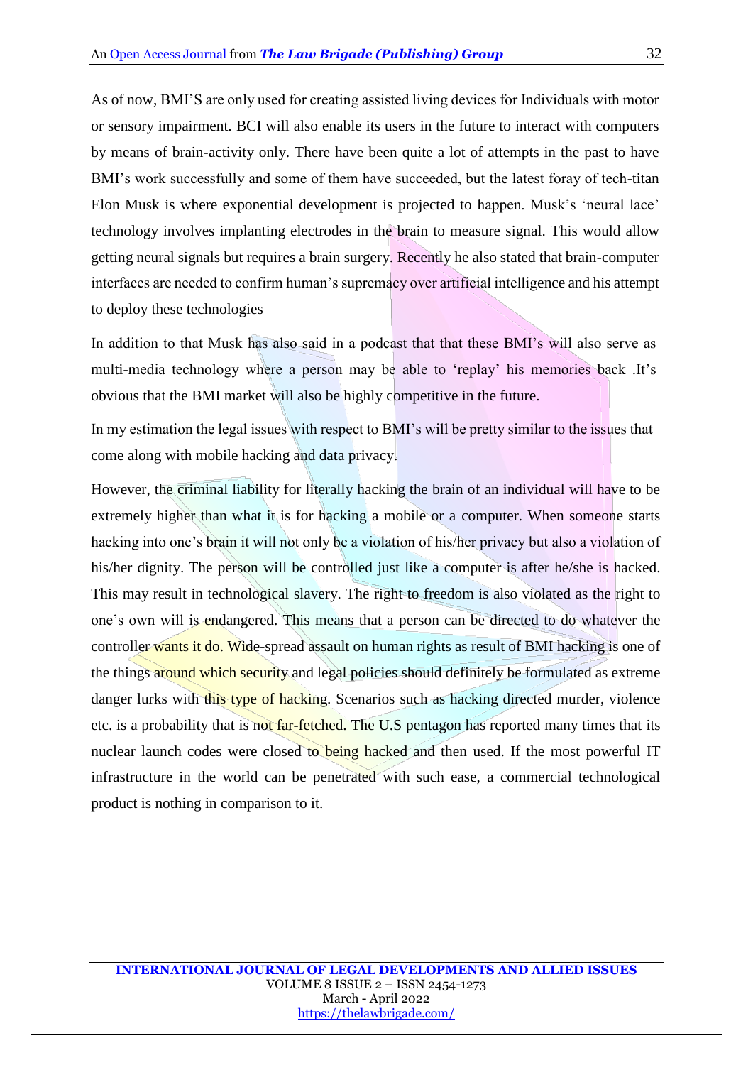As of now, BMI'S are only used for creating assisted living devices for Individuals with motor or sensory impairment. BCI will also enable its users in the future to interact with computers by means of brain-activity only. There have been quite a lot of attempts in the past to have BMI's work successfully and some of them have succeeded, but the latest foray of tech-titan Elon Musk is where exponential development is projected to happen. Musk's 'neural lace' technology involves implanting electrodes in the brain to measure signal. This would allow getting neural signals but requires a brain surgery. Recently he also stated that brain-computer interfaces are needed to confirm human's supremacy over artificial intelligence and his attempt to deploy these technologies

In addition to that Musk has also said in a podcast that that these BMI's will also serve as multi-media technology where a person may be able to 'replay' his memories back .It's obvious that the BMI market will also be highly competitive in the future.

In my estimation the legal issues with respect to BMI's will be pretty similar to the issues that come along with mobile hacking and data privacy.

However, the criminal liability for literally hacking the brain of an individual will have to be extremely higher than what it is for hacking a mobile or a computer. When someone starts hacking into one's brain it will not only be a violation of his/her privacy but also a violation of his/her dignity. The person will be controlled just like a computer is after he/she is hacked. This may result in technological slavery. The right to freedom is also violated as the right to one's own will is endangered. This means that a person can be directed to do whatever the controller wants it do. Wide-spread assault on human rights as result of BMI hacking is one of the things around which security and legal policies should definitely be formulated as extreme danger lurks with this type of hacking. Scenarios such as hacking directed murder, violence etc. is a probability that is not far-fetched. The U.S pentagon has reported many times that its nuclear launch codes were closed to being hacked and then used. If the most powerful IT infrastructure in the world can be penetrated with such ease, a commercial technological product is nothing in comparison to it.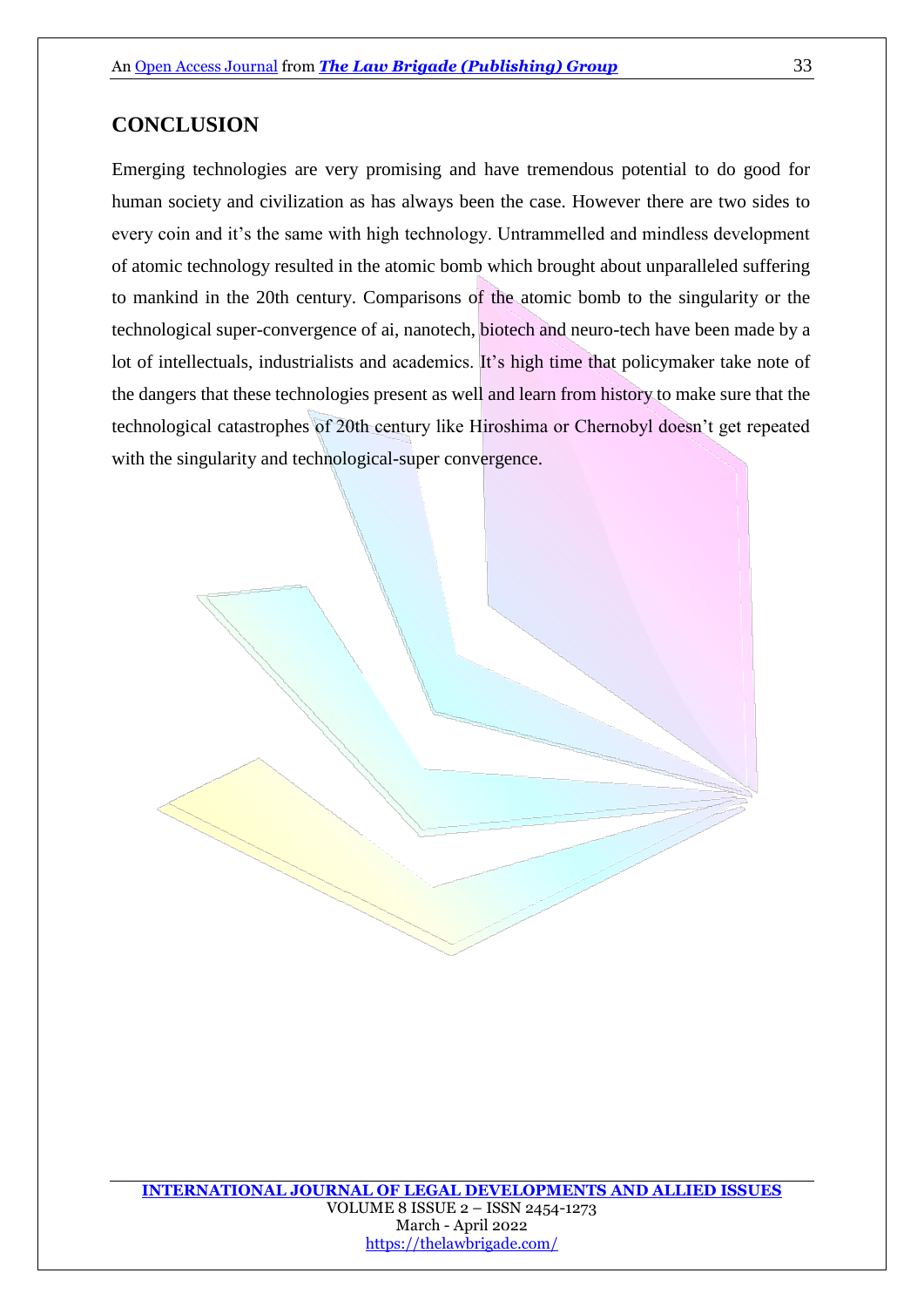## CONCLUSION

Emerging technologies are very promising and have tremendous potential to do good for human society and civilization as has always been the case. However there are two sides to every coin and it's the same with high technology. Untrammelled and mindless development of atomic technology resulted in the atomic bomb which brought about unparalleled suffering to mankind in the 20th century. Comparisons of the atomic bomb to the singularity or the technological super-convergence of ai, nanotech, biotech and neuro-tech have been made by a lot of intellectuals, industrialists and academics. It's high time that policymaker take note of the dangers that these technologies present as well and learn from history to make sure that the technological catastrophes of 20th century like Hiroshima or Chernobyl doesn't get repeated with the singularity and technological-super convergence.